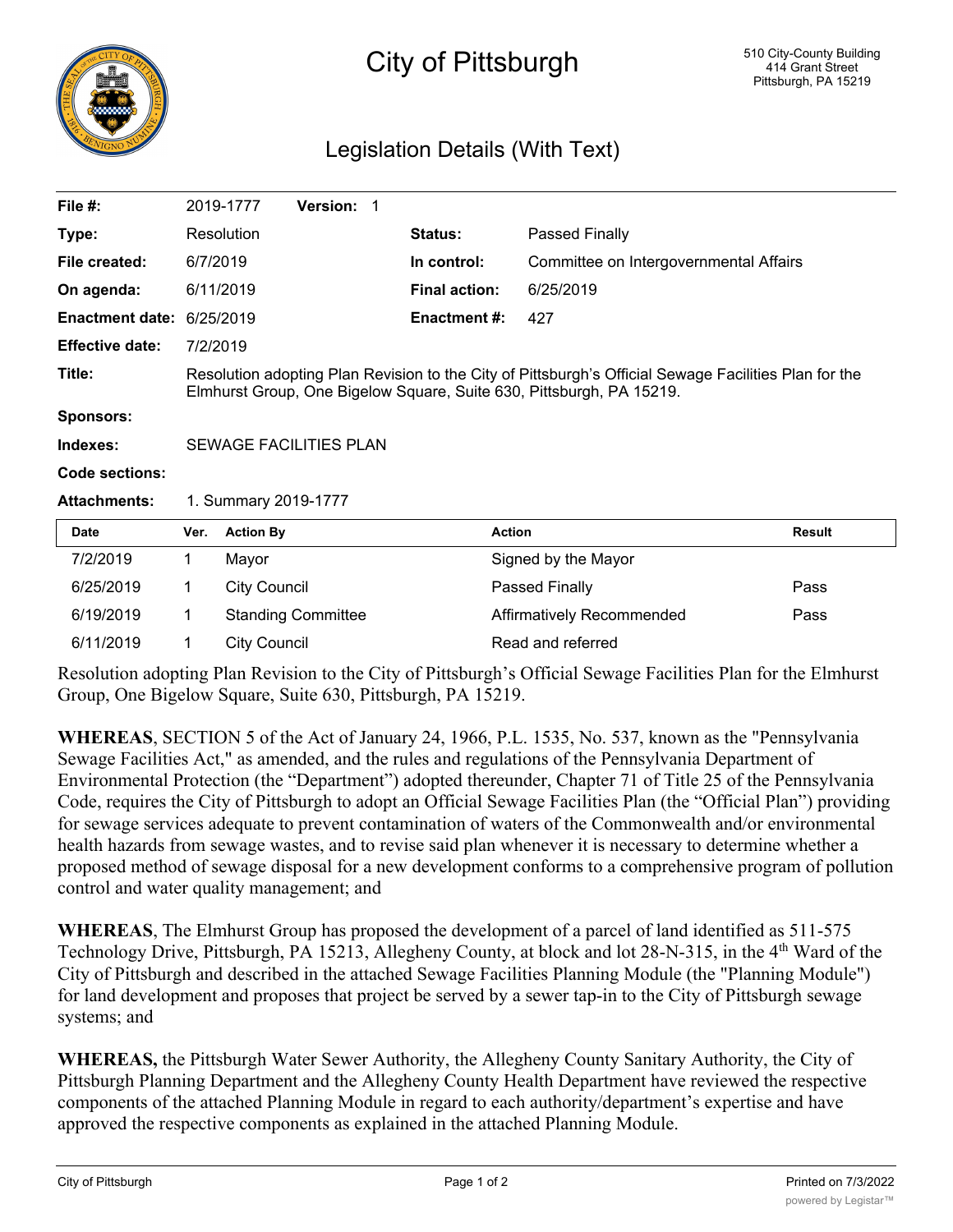# City of Pittsburgh

510 City-County Building
414 Grant Street
Pittsburgh, PA 15219

## Legislation Details (With Text)

| | | | |
|---|---|---|---|
| **File #:** | 2019-1777 **Version:** 1 | | |
| **Type:** | Resolution | **Status:** | Passed Finally |
| **File created:** | 6/7/2019 | **In control:** | Committee on Intergovernmental Affairs |
| **On agenda:** | 6/11/2019 | **Final action:** | 6/25/2019 |
| **Enactment date:** | 6/25/2019 | **Enactment #:** | 427 |
| **Effective date:** | 7/2/2019 | | |

**Title:** Resolution adopting Plan Revision to the City of Pittsburgh's Official Sewage Facilities Plan for the Elmhurst Group, One Bigelow Square, Suite 630, Pittsburgh, PA 15219.

**Sponsors:**

**Indexes:** SEWAGE FACILITIES PLAN

**Code sections:**

**Attachments:** 1. Summary 2019-1777

| Date | Ver. | Action By | Action | Result |
|---|---|---|---|---|
| 7/2/2019 | 1 | Mayor | Signed by the Mayor | |
| 6/25/2019 | 1 | City Council | Passed Finally | Pass |
| 6/19/2019 | 1 | Standing Committee | Affirmatively Recommended | Pass |
| 6/11/2019 | 1 | City Council | Read and referred | |

Resolution adopting Plan Revision to the City of Pittsburgh's Official Sewage Facilities Plan for the Elmhurst Group, One Bigelow Square, Suite 630, Pittsburgh, PA 15219.

**WHEREAS**, SECTION 5 of the Act of January 24, 1966, P.L. 1535, No. 537, known as the "Pennsylvania Sewage Facilities Act," as amended, and the rules and regulations of the Pennsylvania Department of Environmental Protection (the "Department") adopted thereunder, Chapter 71 of Title 25 of the Pennsylvania Code, requires the City of Pittsburgh to adopt an Official Sewage Facilities Plan (the "Official Plan") providing for sewage services adequate to prevent contamination of waters of the Commonwealth and/or environmental health hazards from sewage wastes, and to revise said plan whenever it is necessary to determine whether a proposed method of sewage disposal for a new development conforms to a comprehensive program of pollution control and water quality management; and

**WHEREAS**, The Elmhurst Group has proposed the development of a parcel of land identified as 511-575 Technology Drive, Pittsburgh, PA 15213, Allegheny County, at block and lot 28-N-315, in the 4th Ward of the City of Pittsburgh and described in the attached Sewage Facilities Planning Module (the "Planning Module") for land development and proposes that project be served by a sewer tap-in to the City of Pittsburgh sewage systems; and

**WHEREAS,** the Pittsburgh Water Sewer Authority, the Allegheny County Sanitary Authority, the City of Pittsburgh Planning Department and the Allegheny County Health Department have reviewed the respective components of the attached Planning Module in regard to each authority/department's expertise and have approved the respective components as explained in the attached Planning Module.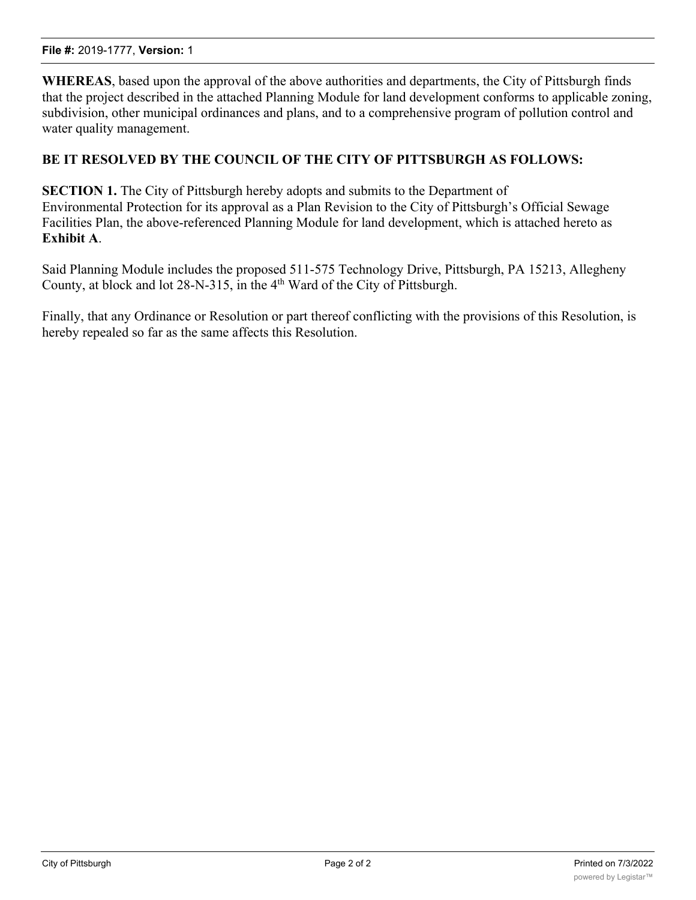**WHEREAS**, based upon the approval of the above authorities and departments, the City of Pittsburgh finds that the project described in the attached Planning Module for land development conforms to applicable zoning, subdivision, other municipal ordinances and plans, and to a comprehensive program of pollution control and water quality management.

**BE IT RESOLVED BY THE COUNCIL OF THE CITY OF PITTSBURGH AS FOLLOWS:**

**SECTION 1.** The City of Pittsburgh hereby adopts and submits to the Department of Environmental Protection for its approval as a Plan Revision to the City of Pittsburgh's Official Sewage Facilities Plan, the above-referenced Planning Module for land development, which is attached hereto as **Exhibit A**.

Said Planning Module includes the proposed 511-575 Technology Drive, Pittsburgh, PA 15213, Allegheny County, at block and lot 28-N-315, in the 4th Ward of the City of Pittsburgh.

Finally, that any Ordinance or Resolution or part thereof conflicting with the provisions of this Resolution, is hereby repealed so far as the same affects this Resolution.